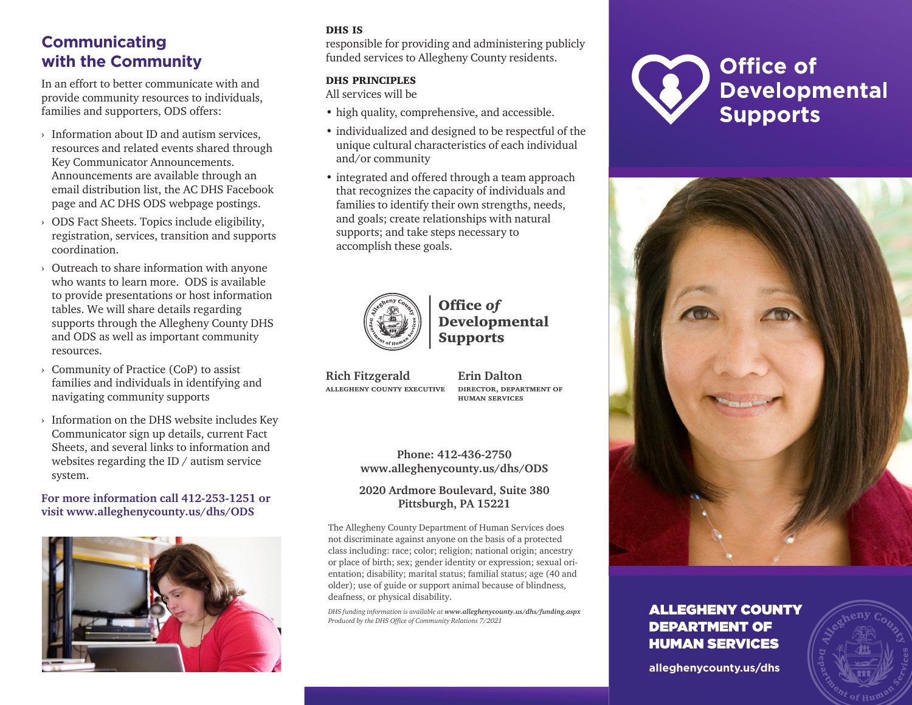## Communicating with the Community

In an effort to better communicate with and provide community resources to individuals, families and supporters, ODS offers:

- Information about ID and autism services, resources and related events shared through Key Communicator Announcements. Announcements are available through an email distribution list, the AC DHS Facebook page and AC DHS ODS webpage postings.
- ODS Fact Sheets. Topics include eligibility, registration, services, transition and supports coordination.
- Outreach to share information with anyone who wants to learn more. ODS is available to provide presentations or host information tables. We will share details regarding supports through the Allegheny County DHS and ODS as well as important community resources.
- Community of Practice (CoP) to assist families and individuals in identifying and navigating community supports
- Information on the DHS website includes Key Communicator sign up details, current Fact Sheets, and several links to information and websites regarding the ID / autism service system.

**For more information call 412-253-1251 or visit www.alleghenycounty.us/dhs/ODS**

**DHS IS**

responsible for providing and administering publicly funded services to Allegheny County residents.

**DHS PRINCIPLES**

All services will be

- high quality, comprehensive, and accessible.
- individualized and designed to be respectful of the unique cultural characteristics of each individual and/or community
- integrated and offered through a team approach that recognizes the capacity of individuals and families to identify their own strengths, needs, and goals; create relationships with natural supports; and take steps necessary to accomplish these goals.

**Office *of* Developmental Supports**

**Rich Fitzgerald**
ALLEGHENY COUNTY EXECUTIVE

**Erin Dalton**
DIRECTOR, DEPARTMENT OF HUMAN SERVICES

**Phone: 412-436-2750**
**www.alleghenycounty.us/dhs/ODS**

**2020 Ardmore Boulevard, Suite 380**
**Pittsburgh, PA 15221**

The Allegheny County Department of Human Services does not discriminate against anyone on the basis of a protected class including: race; color; religion; national origin; ancestry or place of birth; sex; gender identity or expression; sexual orientation; disability; marital status; familial status; age (40 and older); use of guide or support animal because of blindness, deafness, or physical disability.

*DHS funding information is available at **www.alleghenycounty.us/dhs/funding.aspx***
*Produced by the DHS Office of Community Relations 7/2021*

# Office of Developmental Supports

**ALLEGHENY COUNTY DEPARTMENT OF HUMAN SERVICES**

**alleghenycounty.us/dhs**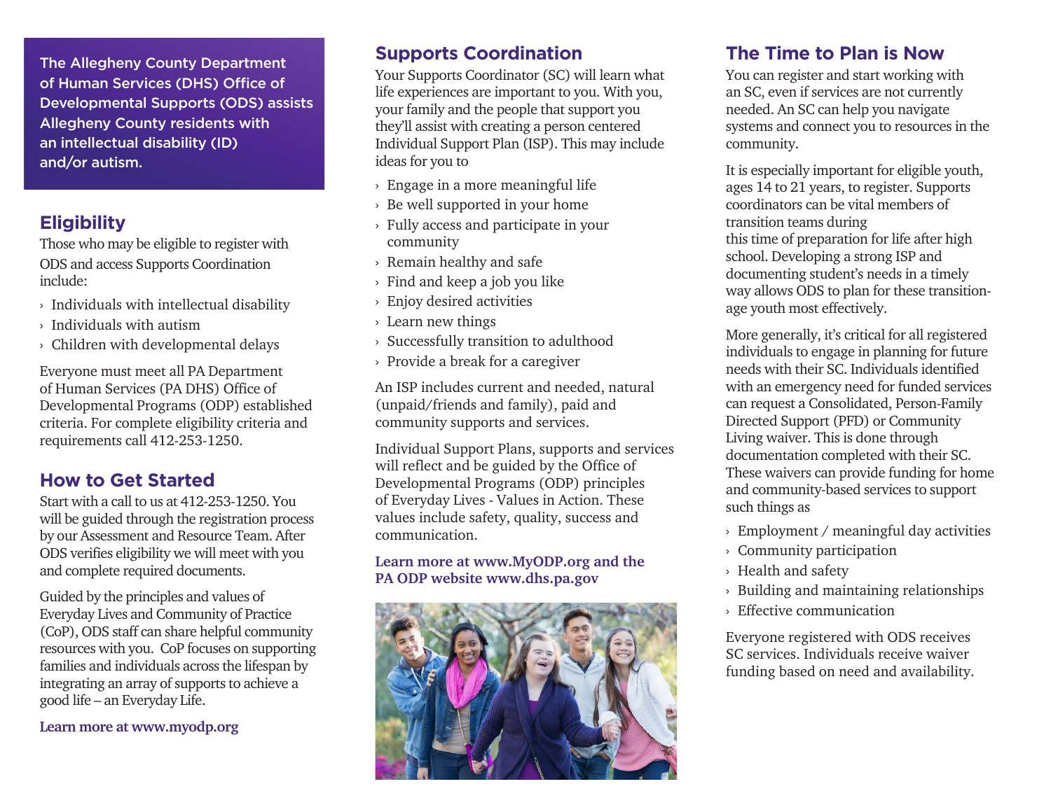The Allegheny County Department of Human Services (DHS) Office of Developmental Supports (ODS) assists Allegheny County residents with an intellectual disability (ID) and/or autism.

## Eligibility

Those who may be eligible to register with ODS and access Supports Coordination include:

- Individuals with intellectual disability
- Individuals with autism
- Children with developmental delays

Everyone must meet all PA Department of Human Services (PA DHS) Office of Developmental Programs (ODP) established criteria. For complete eligibility criteria and requirements call 412-253-1250.

## How to Get Started

Start with a call to us at 412-253-1250. You will be guided through the registration process by our Assessment and Resource Team. After ODS verifies eligibility we will meet with you and complete required documents.

Guided by the principles and values of Everyday Lives and Community of Practice (CoP), ODS staff can share helpful community resources with you. CoP focuses on supporting families and individuals across the lifespan by integrating an array of supports to achieve a good life – an Everyday Life.

**Learn more at www.myodp.org**

## Supports Coordination

Your Supports Coordinator (SC) will learn what life experiences are important to you. With you, your family and the people that support you they'll assist with creating a person centered Individual Support Plan (ISP). This may include ideas for you to

- Engage in a more meaningful life
- Be well supported in your home
- Fully access and participate in your community
- Remain healthy and safe
- Find and keep a job you like
- Enjoy desired activities
- Learn new things
- Successfully transition to adulthood
- Provide a break for a caregiver

An ISP includes current and needed, natural (unpaid/friends and family), paid and community supports and services.

Individual Support Plans, supports and services will reflect and be guided by the Office of Developmental Programs (ODP) principles of Everyday Lives - Values in Action. These values include safety, quality, success and communication.

**Learn more at www.MyODP.org and the PA ODP website www.dhs.pa.gov**

## The Time to Plan is Now

You can register and start working with an SC, even if services are not currently needed. An SC can help you navigate systems and connect you to resources in the community.

It is especially important for eligible youth, ages 14 to 21 years, to register. Supports coordinators can be vital members of transition teams during this time of preparation for life after high school. Developing a strong ISP and documenting student's needs in a timely way allows ODS to plan for these transition-age youth most effectively.

More generally, it's critical for all registered individuals to engage in planning for future needs with their SC. Individuals identified with an emergency need for funded services can request a Consolidated, Person-Family Directed Support (PFD) or Community Living waiver. This is done through documentation completed with their SC. These waivers can provide funding for home and community-based services to support such things as

- Employment / meaningful day activities
- Community participation
- Health and safety
- Building and maintaining relationships
- Effective communication

Everyone registered with ODS receives SC services. Individuals receive waiver funding based on need and availability.